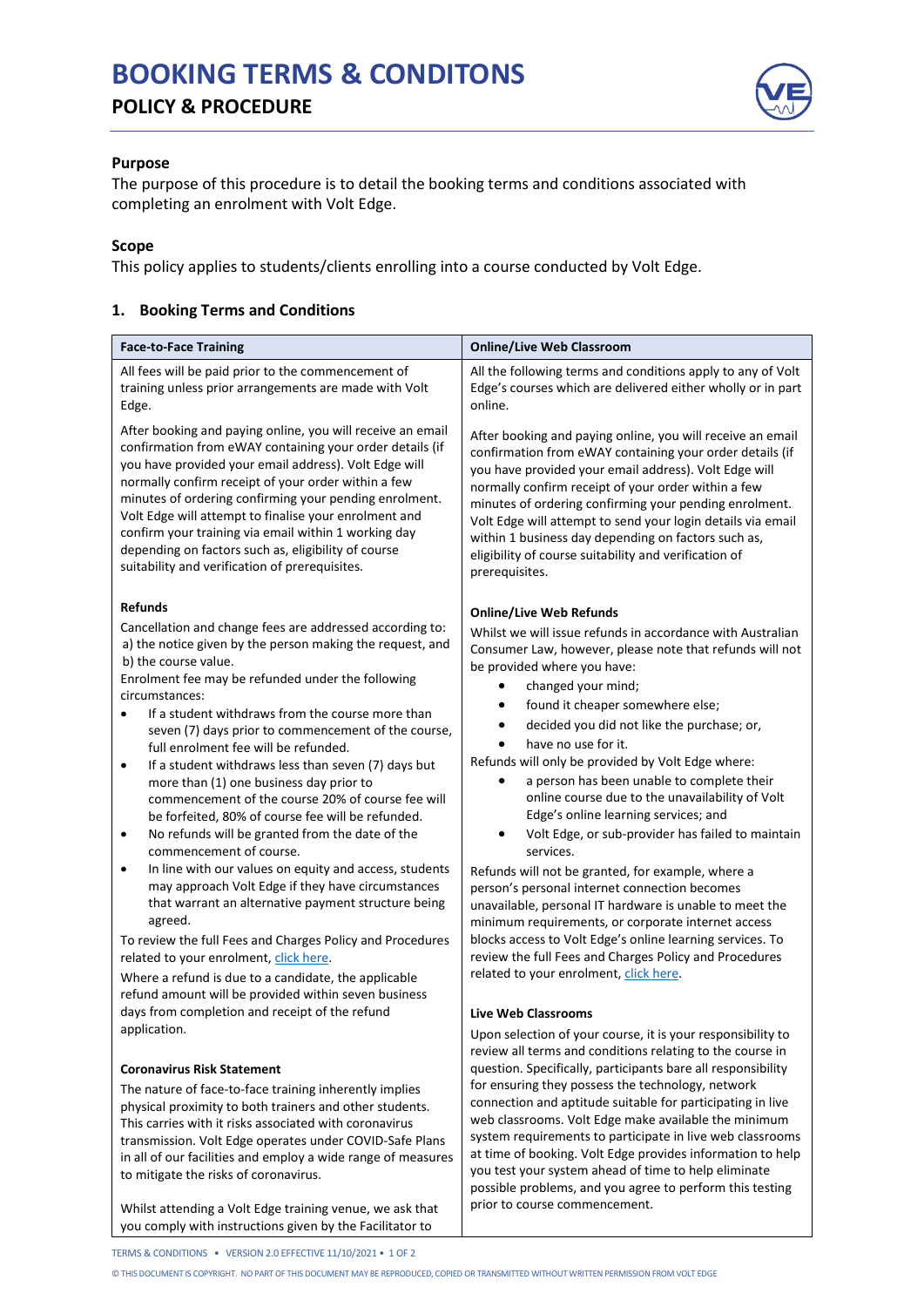# BOOKING TERMS & CONDITONS

## POLICY & PROCEDURE

### Purpose

The purpose of this procedure is to detail the booking terms and conditions associated with completing an enrolment with Volt Edge.

### Scope

This policy applies to students/clients enrolling into a course conducted by Volt Edge.

### 1. Booking Terms and Conditions

| Face-to-Face Training | Online/Live Web Classroom |
|---|---|
| All fees will be paid prior to the commencement of training unless prior arrangements are made with Volt Edge.<br><br>After booking and paying online, you will receive an email confirmation from eWAY containing your order details (if you have provided your email address). Volt Edge will normally confirm receipt of your order within a few minutes of ordering confirming your pending enrolment. Volt Edge will attempt to finalise your enrolment and confirm your training via email within 1 working day depending on factors such as, eligibility of course suitability and verification of prerequisites.<br><br>**Refunds**<br><br>Cancellation and change fees are addressed according to:<br>a) the notice given by the person making the request, and<br>b) the course value.<br>Enrolment fee may be refunded under the following circumstances:<br>• If a student withdraws from the course more than seven (7) days prior to commencement of the course, full enrolment fee will be refunded.<br>• If a student withdraws less than seven (7) days but more than (1) one business day prior to commencement of the course 20% of course fee will be forfeited, 80% of course fee will be refunded.<br>• No refunds will be granted from the date of the commencement of course.<br>• In line with our values on equity and access, students may approach Volt Edge if they have circumstances that warrant an alternative payment structure being agreed.<br>To review the full Fees and Charges Policy and Procedures related to your enrolment, click here.<br>Where a refund is due to a candidate, the applicable refund amount will be provided within seven business days from completion and receipt of the refund application.<br><br>**Coronavirus Risk Statement**<br><br>The nature of face-to-face training inherently implies physical proximity to both trainers and other students. This carries with it risks associated with coronavirus transmission. Volt Edge operates under COVID-Safe Plans in all of our facilities and employ a wide range of measures to mitigate the risks of coronavirus.<br><br>Whilst attending a Volt Edge training venue, we ask that you comply with instructions given by the Facilitator to | All the following terms and conditions apply to any of Volt Edge's courses which are delivered either wholly or in part online.<br><br>After booking and paying online, you will receive an email confirmation from eWAY containing your order details (if you have provided your email address). Volt Edge will normally confirm receipt of your order within a few minutes of ordering confirming your pending enrolment. Volt Edge will attempt to send your login details via email within 1 business day depending on factors such as, eligibility of course suitability and verification of prerequisites.<br><br>**Online/Live Web Refunds**<br><br>Whilst we will issue refunds in accordance with Australian Consumer Law, however, please note that refunds will not be provided where you have:<br>• changed your mind;<br>• found it cheaper somewhere else;<br>• decided you did not like the purchase; or,<br>• have no use for it.<br>Refunds will only be provided by Volt Edge where:<br>• a person has been unable to complete their online course due to the unavailability of Volt Edge's online learning services; and<br>• Volt Edge, or sub-provider has failed to maintain services.<br>Refunds will not be granted, for example, where a person's personal internet connection becomes unavailable, personal IT hardware is unable to meet the minimum requirements, or corporate internet access blocks access to Volt Edge's online learning services. To review the full Fees and Charges Policy and Procedures related to your enrolment, click here.<br><br>**Live Web Classrooms**<br><br>Upon selection of your course, it is your responsibility to review all terms and conditions relating to the course in question. Specifically, participants bare all responsibility for ensuring they possess the technology, network connection and aptitude suitable for participating in live web classrooms. Volt Edge make available the minimum system requirements to participate in live web classrooms at time of booking. Volt Edge provides information to help you test your system ahead of time to help eliminate possible problems, and you agree to perform this testing prior to course commencement. |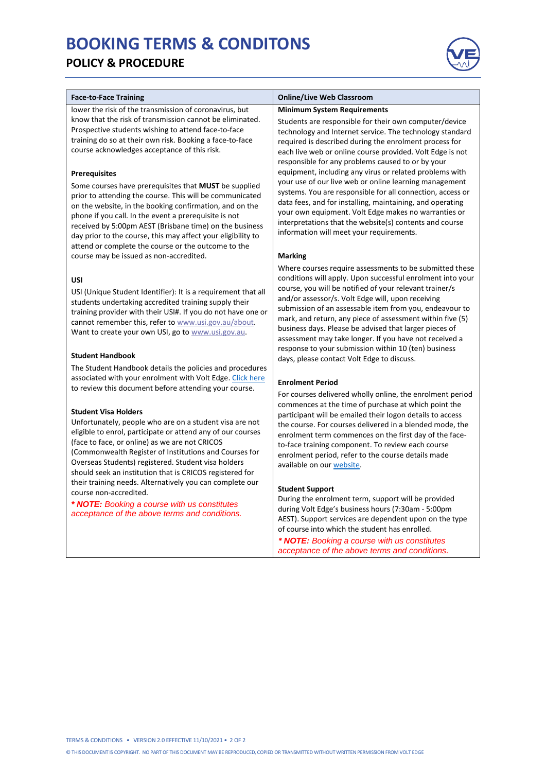# BOOKING TERMS & CONDITONS

## POLICY & PROCEDURE

### Face-to-Face Training

lower the risk of the transmission of coronavirus, but know that the risk of transmission cannot be eliminated. Prospective students wishing to attend face-to-face training do so at their own risk. Booking a face-to-face course acknowledges acceptance of this risk.

**Prerequisites**

Some courses have prerequisites that **MUST** be supplied prior to attending the course. This will be communicated on the website, in the booking confirmation, and on the phone if you call. In the event a prerequisite is not received by 5:00pm AEST (Brisbane time) on the business day prior to the course, this may affect your eligibility to attend or complete the course or the outcome to the course may be issued as non-accredited.

**USI**

USI (Unique Student Identifier): It is a requirement that all students undertaking accredited training supply their training provider with their USI#. If you do not have one or cannot remember this, refer to www.usi.gov.au/about. Want to create your own USI, go to www.usi.gov.au.

**Student Handbook**

The Student Handbook details the policies and procedures associated with your enrolment with Volt Edge. Click here to review this document before attending your course.

**Student Visa Holders**

Unfortunately, people who are on a student visa are not eligible to enrol, participate or attend any of our courses (face to face, or online) as we are not CRICOS (Commonwealth Register of Institutions and Courses for Overseas Students) registered. Student visa holders should seek an institution that is CRICOS registered for their training needs. Alternatively you can complete our course non-accredited.

****NOTE:** Booking a course with us constitutes acceptance of the above terms and conditions.*

### Online/Live Web Classroom

**Minimum System Requirements**

Students are responsible for their own computer/device technology and Internet service. The technology standard required is described during the enrolment process for each live web or online course provided. Volt Edge is not responsible for any problems caused to or by your equipment, including any virus or related problems with your use of our live web or online learning management systems. You are responsible for all connection, access or data fees, and for installing, maintaining, and operating your own equipment. Volt Edge makes no warranties or interpretations that the website(s) contents and course information will meet your requirements.

**Marking**

Where courses require assessments to be submitted these conditions will apply. Upon successful enrolment into your course, you will be notified of your relevant trainer/s and/or assessor/s. Volt Edge will, upon receiving submission of an assessable item from you, endeavour to mark, and return, any piece of assessment within five (5) business days. Please be advised that larger pieces of assessment may take longer. If you have not received a response to your submission within 10 (ten) business days, please contact Volt Edge to discuss.

**Enrolment Period**

For courses delivered wholly online, the enrolment period commences at the time of purchase at which point the participant will be emailed their logon details to access the course. For courses delivered in a blended mode, the enrolment term commences on the first day of the face-to-face training component. To review each course enrolment period, refer to the course details made available on our website.

**Student Support**

During the enrolment term, support will be provided during Volt Edge's business hours (7:30am - 5:00pm AEST). Support services are dependent upon on the type of course into which the student has enrolled.

****NOTE:** Booking a course with us constitutes acceptance of the above terms and conditions.*

TERMS & CONDITIONS • VERSION 2.0 EFFECTIVE 11/10/2021

© THIS DOCUMENT IS COPYRIGHT. NO PART OF THIS DOCUMENT MAY BE REPRODUCED, COPIED OR TRANSMITTED WITHOUT WRITTEN PERMISSION FROM VOLT EDGE